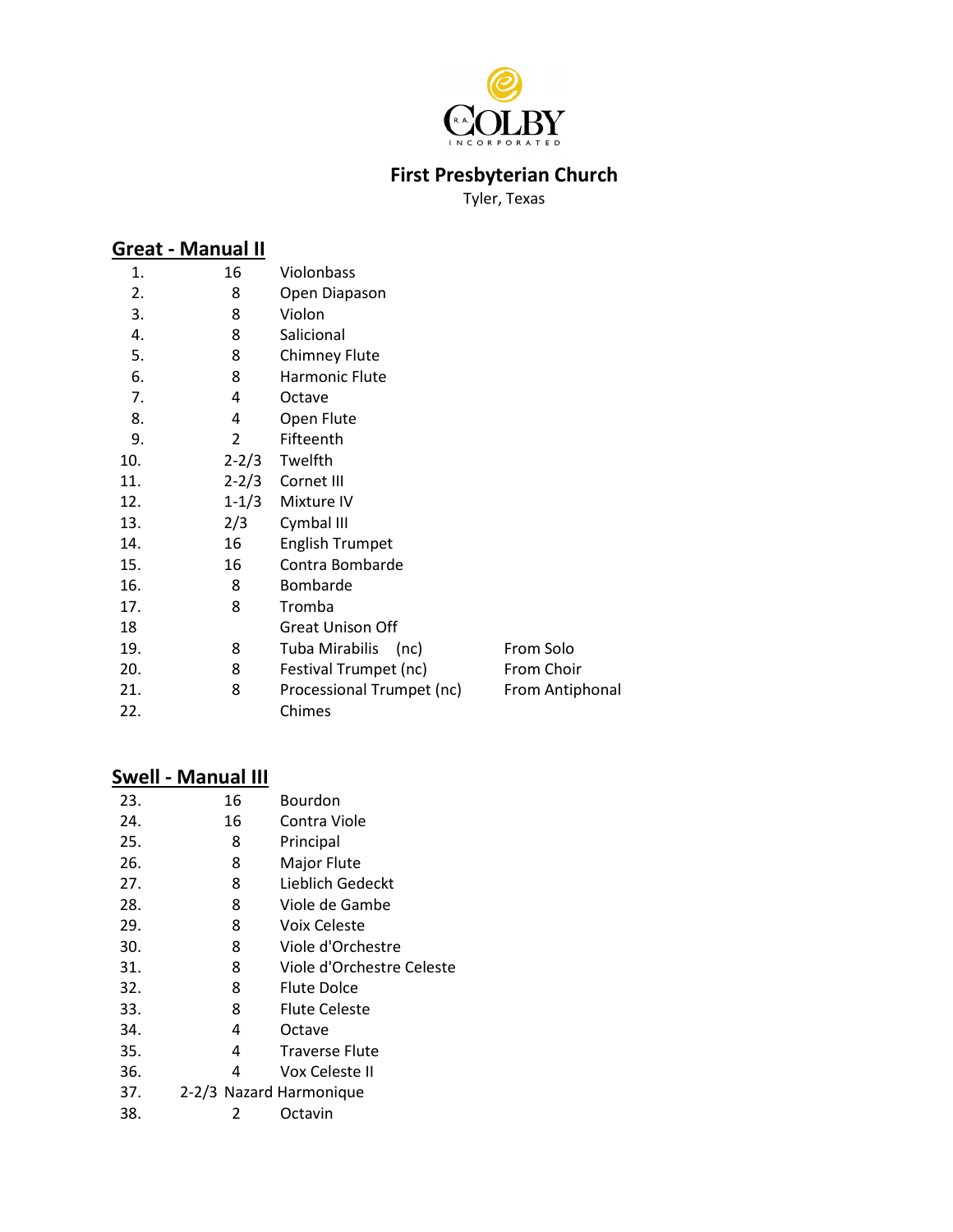R.A. COLBY INCORPORATED

# First Presbyterian Church

Tyler, Texas

## Great - Manual II

| | | | |
|---|---|---|---|
| 1. | 16 | Violonbass | |
| 2. | 8 | Open Diapason | |
| 3. | 8 | Violon | |
| 4. | 8 | Salicional | |
| 5. | 8 | Chimney Flute | |
| 6. | 8 | Harmonic Flute | |
| 7. | 4 | Octave | |
| 8. | 4 | Open Flute | |
| 9. | 2 | Fifteenth | |
| 10. | 2-2/3 | Twelfth | |
| 11. | 2-2/3 | Cornet III | |
| 12. | 1-1/3 | Mixture IV | |
| 13. | 2/3 | Cymbal III | |
| 14. | 16 | English Trumpet | |
| 15. | 16 | Contra Bombarde | |
| 16. | 8 | Bombarde | |
| 17. | 8 | Tromba | |
| 18 | | Great Unison Off | |
| 19. | 8 | Tuba Mirabilis (nc) | From Solo |
| 20. | 8 | Festival Trumpet (nc) | From Choir |
| 21. | 8 | Processional Trumpet (nc) | From Antiphonal |
| 22. | | Chimes | |

## Swell - Manual III

| | | |
|---|---|---|
| 23. | 16 | Bourdon |
| 24. | 16 | Contra Viole |
| 25. | 8 | Principal |
| 26. | 8 | Major Flute |
| 27. | 8 | Lieblich Gedeckt |
| 28. | 8 | Viole de Gambe |
| 29. | 8 | Voix Celeste |
| 30. | 8 | Viole d'Orchestre |
| 31. | 8 | Viole d'Orchestre Celeste |
| 32. | 8 | Flute Dolce |
| 33. | 8 | Flute Celeste |
| 34. | 4 | Octave |
| 35. | 4 | Traverse Flute |
| 36. | 4 | Vox Celeste II |
| 37. | 2-2/3 | Nazard Harmonique |
| 38. | 2 | Octavin |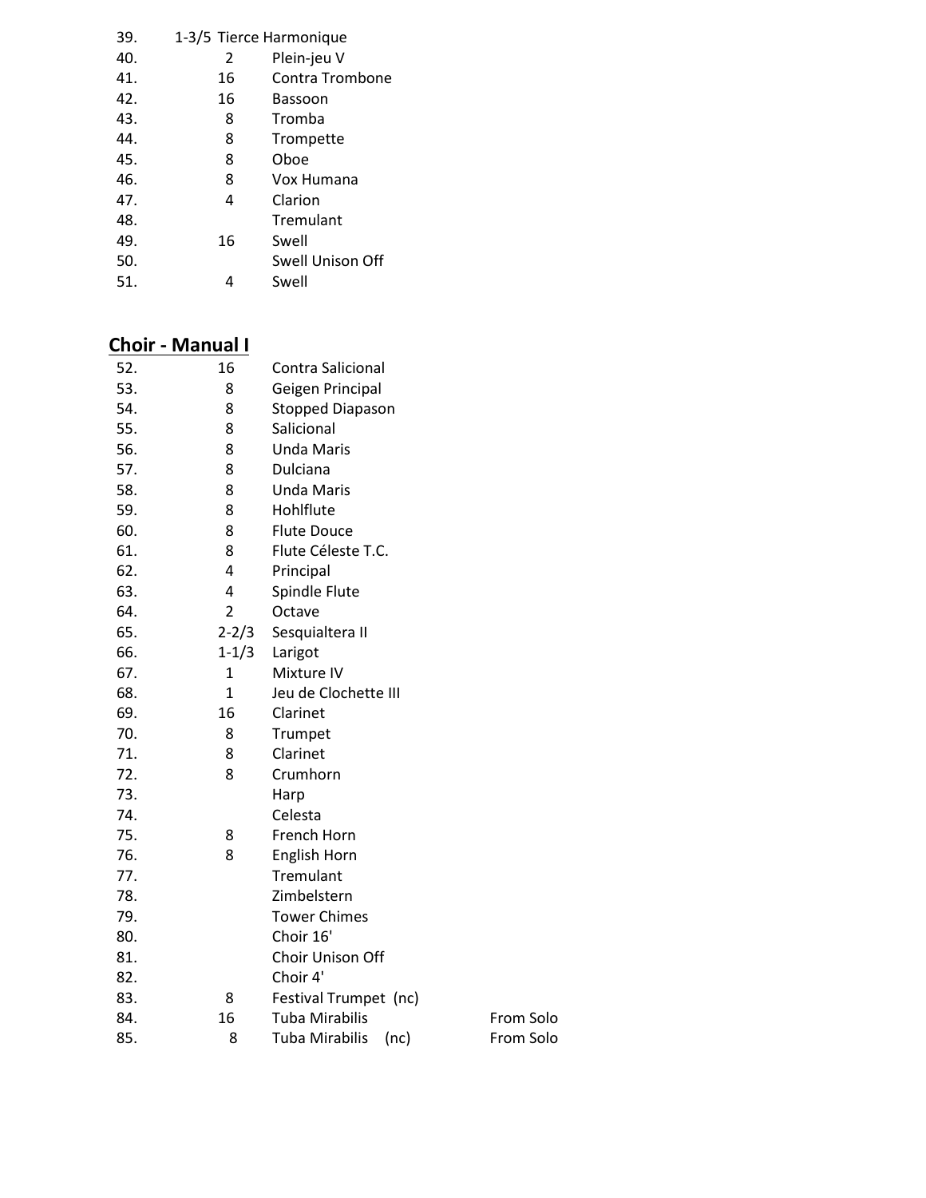| | | | |
|---|---|---|---|
| 39. | 1-3/5 | Tierce Harmonique | |
| 40. | 2 | Plein-jeu V | |
| 41. | 16 | Contra Trombone | |
| 42. | 16 | Bassoon | |
| 43. | 8 | Tromba | |
| 44. | 8 | Trompette | |
| 45. | 8 | Oboe | |
| 46. | 8 | Vox Humana | |
| 47. | 4 | Clarion | |
| 48. | | Tremulant | |
| 49. | 16 | Swell | |
| 50. | | Swell Unison Off | |
| 51. | 4 | Swell | |

## Choir - Manual I

| | | | |
|---|---|---|---|
| 52. | 16 | Contra Salicional | |
| 53. | 8 | Geigen Principal | |
| 54. | 8 | Stopped Diapason | |
| 55. | 8 | Salicional | |
| 56. | 8 | Unda Maris | |
| 57. | 8 | Dulciana | |
| 58. | 8 | Unda Maris | |
| 59. | 8 | Hohlflute | |
| 60. | 8 | Flute Douce | |
| 61. | 8 | Flute Céleste T.C. | |
| 62. | 4 | Principal | |
| 63. | 4 | Spindle Flute | |
| 64. | 2 | Octave | |
| 65. | 2-2/3 | Sesquialtera II | |
| 66. | 1-1/3 | Larigot | |
| 67. | 1 | Mixture IV | |
| 68. | 1 | Jeu de Clochette III | |
| 69. | 16 | Clarinet | |
| 70. | 8 | Trumpet | |
| 71. | 8 | Clarinet | |
| 72. | 8 | Crumhorn | |
| 73. | | Harp | |
| 74. | | Celesta | |
| 75. | 8 | French Horn | |
| 76. | 8 | English Horn | |
| 77. | | Tremulant | |
| 78. | | Zimbelstern | |
| 79. | | Tower Chimes | |
| 80. | | Choir 16' | |
| 81. | | Choir Unison Off | |
| 82. | | Choir 4' | |
| 83. | 8 | Festival Trumpet (nc) | |
| 84. | 16 | Tuba Mirabilis | From Solo |
| 85. | 8 | Tuba Mirabilis (nc) | From Solo |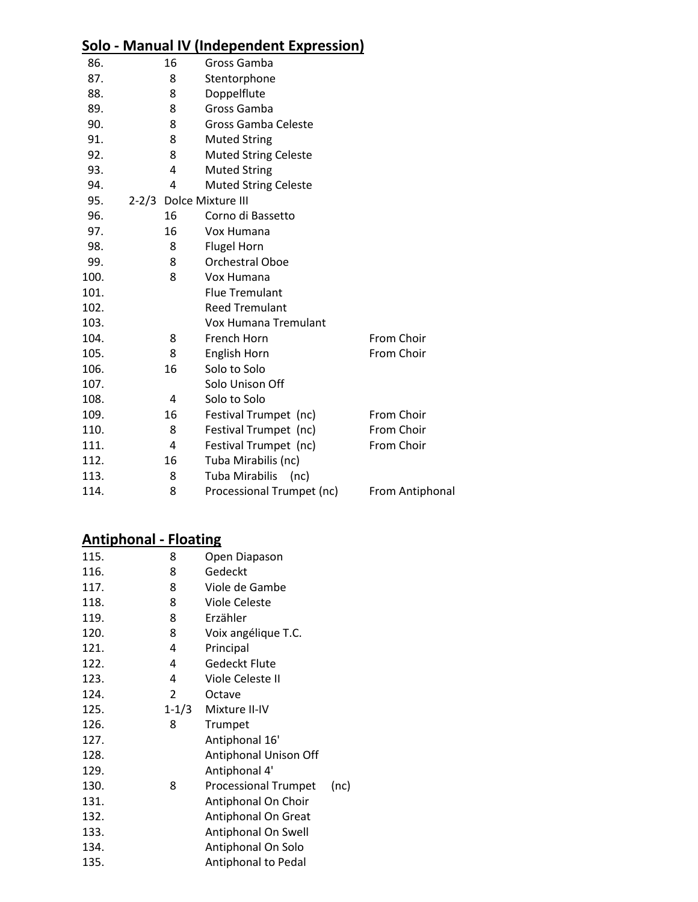## Solo - Manual IV (Independent Expression)

| | | | |
|---|---|---|---|
| 86. | 16 | Gross Gamba | |
| 87. | 8 | Stentorphone | |
| 88. | 8 | Doppelflute | |
| 89. | 8 | Gross Gamba | |
| 90. | 8 | Gross Gamba Celeste | |
| 91. | 8 | Muted String | |
| 92. | 8 | Muted String Celeste | |
| 93. | 4 | Muted String | |
| 94. | 4 | Muted String Celeste | |
| 95. | 2-2/3 | Dolce Mixture III | |
| 96. | 16 | Corno di Bassetto | |
| 97. | 16 | Vox Humana | |
| 98. | 8 | Flugel Horn | |
| 99. | 8 | Orchestral Oboe | |
| 100. | 8 | Vox Humana | |
| 101. | | Flue Tremulant | |
| 102. | | Reed Tremulant | |
| 103. | | Vox Humana Tremulant | |
| 104. | 8 | French Horn | From Choir |
| 105. | 8 | English Horn | From Choir |
| 106. | 16 | Solo to Solo | |
| 107. | | Solo Unison Off | |
| 108. | 4 | Solo to Solo | |
| 109. | 16 | Festival Trumpet (nc) | From Choir |
| 110. | 8 | Festival Trumpet (nc) | From Choir |
| 111. | 4 | Festival Trumpet (nc) | From Choir |
| 112. | 16 | Tuba Mirabilis (nc) | |
| 113. | 8 | Tuba Mirabilis (nc) | |
| 114. | 8 | Processional Trumpet (nc) | From Antiphonal |

## Antiphonal - Floating

| | | |
|---|---|---|
| 115. | 8 | Open Diapason |
| 116. | 8 | Gedeckt |
| 117. | 8 | Viole de Gambe |
| 118. | 8 | Viole Celeste |
| 119. | 8 | Erzähler |
| 120. | 8 | Voix angélique T.C. |
| 121. | 4 | Principal |
| 122. | 4 | Gedeckt Flute |
| 123. | 4 | Viole Celeste II |
| 124. | 2 | Octave |
| 125. | 1-1/3 | Mixture II-IV |
| 126. | 8 | Trumpet |
| 127. | | Antiphonal 16' |
| 128. | | Antiphonal Unison Off |
| 129. | | Antiphonal 4' |
| 130. | 8 | Processional Trumpet (nc) |
| 131. | | Antiphonal On Choir |
| 132. | | Antiphonal On Great |
| 133. | | Antiphonal On Swell |
| 134. | | Antiphonal On Solo |
| 135. | | Antiphonal to Pedal |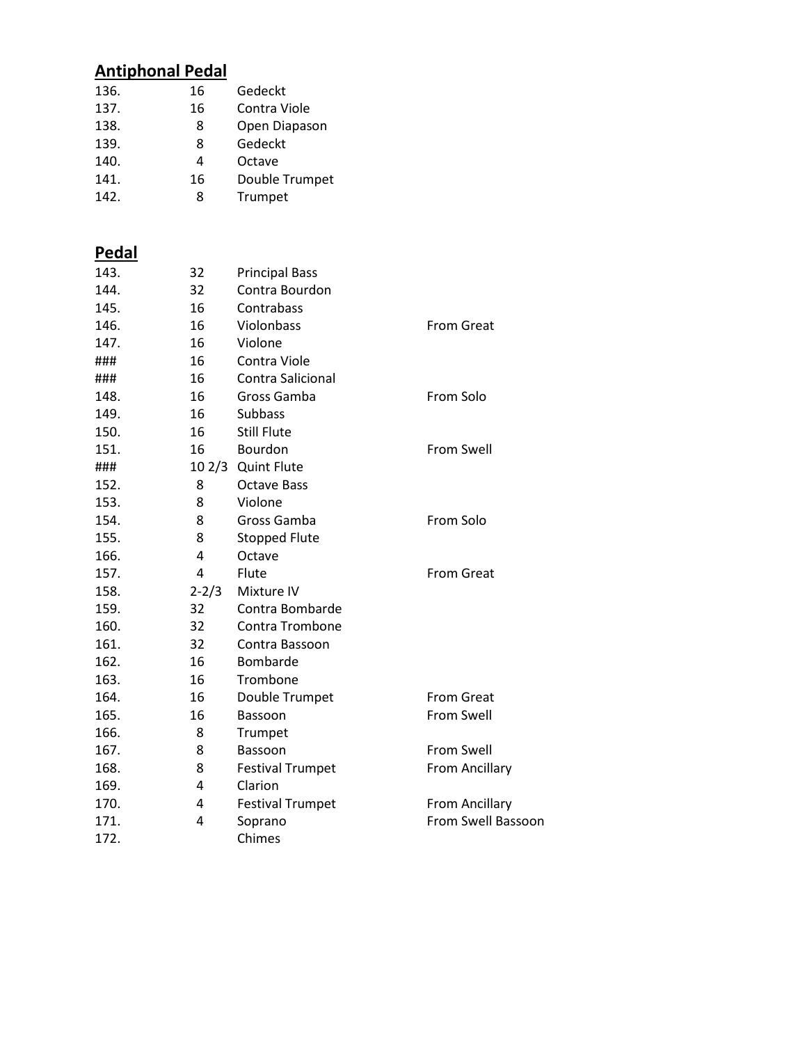## Antiphonal Pedal

| | | | |
|---|---|---|---|
| 136. | 16 | Gedeckt | |
| 137. | 16 | Contra Viole | |
| 138. | 8 | Open Diapason | |
| 139. | 8 | Gedeckt | |
| 140. | 4 | Octave | |
| 141. | 16 | Double Trumpet | |
| 142. | 8 | Trumpet | |

## Pedal

| | | | |
|---|---|---|---|
| 143. | 32 | Principal Bass | |
| 144. | 32 | Contra Bourdon | |
| 145. | 16 | Contrabass | |
| 146. | 16 | Violonbass | From Great |
| 147. | 16 | Violone | |
| ### | 16 | Contra Viole | |
| ### | 16 | Contra Salicional | |
| 148. | 16 | Gross Gamba | From Solo |
| 149. | 16 | Subbass | |
| 150. | 16 | Still Flute | |
| 151. | 16 | Bourdon | From Swell |
| ### | 10 2/3 | Quint Flute | |
| 152. | 8 | Octave Bass | |
| 153. | 8 | Violone | |
| 154. | 8 | Gross Gamba | From Solo |
| 155. | 8 | Stopped Flute | |
| 166. | 4 | Octave | |
| 157. | 4 | Flute | From Great |
| 158. | 2-2/3 | Mixture IV | |
| 159. | 32 | Contra Bombarde | |
| 160. | 32 | Contra Trombone | |
| 161. | 32 | Contra Bassoon | |
| 162. | 16 | Bombarde | |
| 163. | 16 | Trombone | |
| 164. | 16 | Double Trumpet | From Great |
| 165. | 16 | Bassoon | From Swell |
| 166. | 8 | Trumpet | |
| 167. | 8 | Bassoon | From Swell |
| 168. | 8 | Festival Trumpet | From Ancillary |
| 169. | 4 | Clarion | |
| 170. | 4 | Festival Trumpet | From Ancillary |
| 171. | 4 | Soprano | From Swell Bassoon |
| 172. | | Chimes | |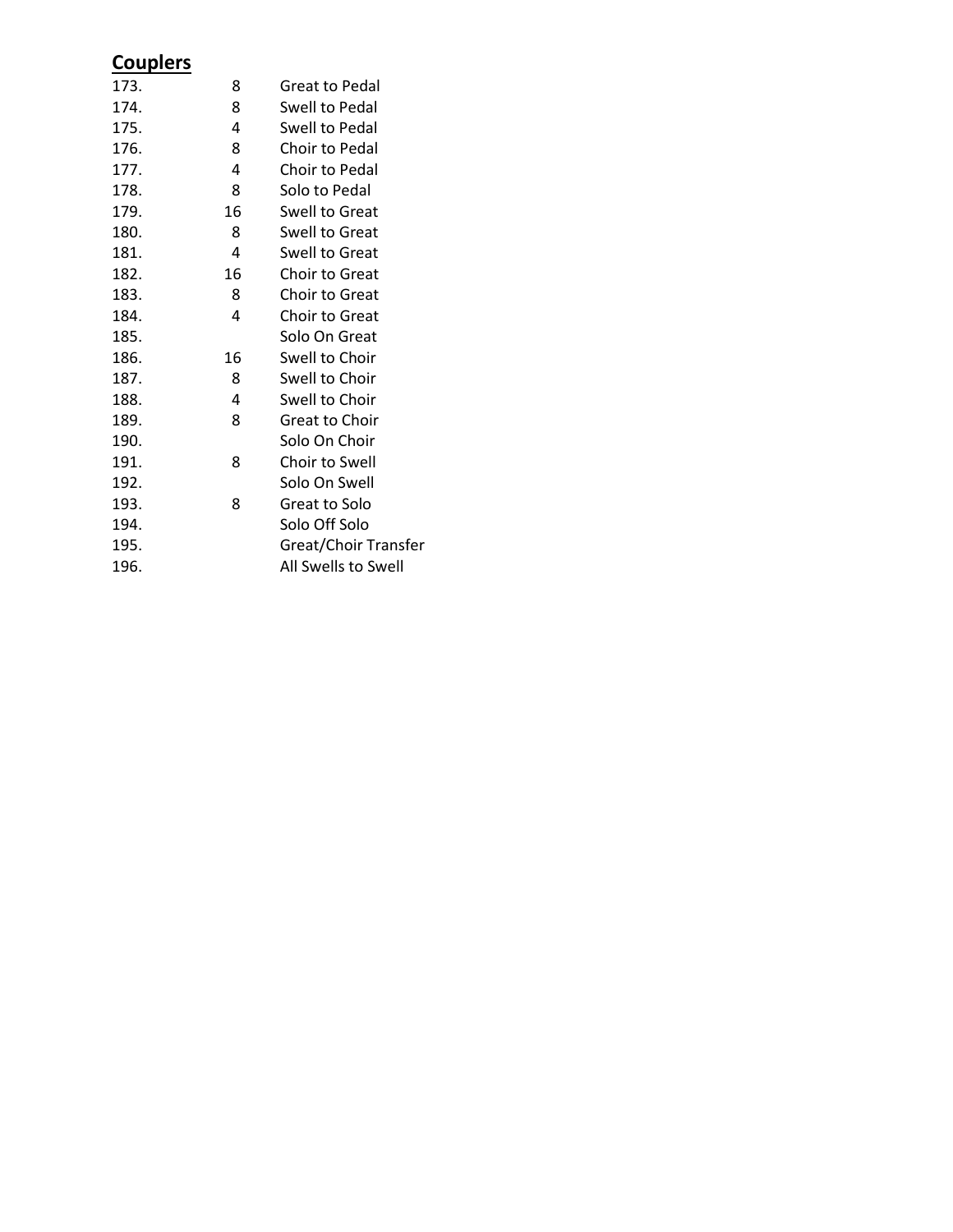## Couplers

| | | |
|---|---|---|
| 173. | 8 | Great to Pedal |
| 174. | 8 | Swell to Pedal |
| 175. | 4 | Swell to Pedal |
| 176. | 8 | Choir to Pedal |
| 177. | 4 | Choir to Pedal |
| 178. | 8 | Solo to Pedal |
| 179. | 16 | Swell to Great |
| 180. | 8 | Swell to Great |
| 181. | 4 | Swell to Great |
| 182. | 16 | Choir to Great |
| 183. | 8 | Choir to Great |
| 184. | 4 | Choir to Great |
| 185. | | Solo On Great |
| 186. | 16 | Swell to Choir |
| 187. | 8 | Swell to Choir |
| 188. | 4 | Swell to Choir |
| 189. | 8 | Great to Choir |
| 190. | | Solo On Choir |
| 191. | 8 | Choir to Swell |
| 192. | | Solo On Swell |
| 193. | 8 | Great to Solo |
| 194. | | Solo Off Solo |
| 195. | | Great/Choir Transfer |
| 196. | | All Swells to Swell |